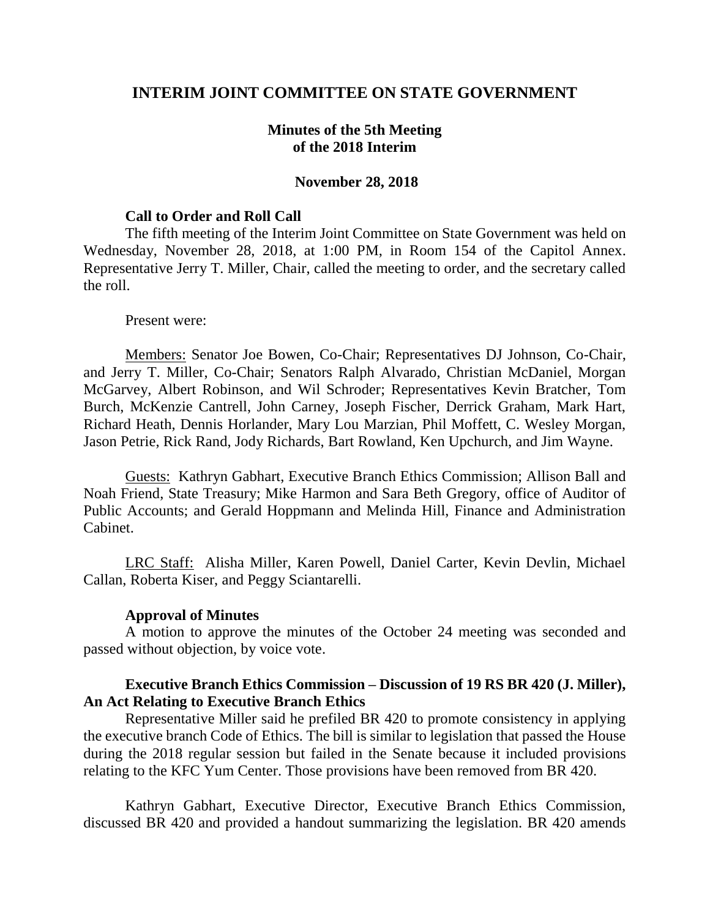# INTERIM JOINT COMMITTEE ON STATE GOVERNMENT

## Minutes of the 5th Meeting of the 2018 Interim

## November 28, 2018

### Call to Order and Roll Call

The fifth meeting of the Interim Joint Committee on State Government was held on Wednesday, November 28, 2018, at 1:00 PM, in Room 154 of the Capitol Annex. Representative Jerry T. Miller, Chair, called the meeting to order, and the secretary called the roll.

Present were:

Members: Senator Joe Bowen, Co-Chair; Representatives DJ Johnson, Co-Chair, and Jerry T. Miller, Co-Chair; Senators Ralph Alvarado, Christian McDaniel, Morgan McGarvey, Albert Robinson, and Wil Schroder; Representatives Kevin Bratcher, Tom Burch, McKenzie Cantrell, John Carney, Joseph Fischer, Derrick Graham, Mark Hart, Richard Heath, Dennis Horlander, Mary Lou Marzian, Phil Moffett, C. Wesley Morgan, Jason Petrie, Rick Rand, Jody Richards, Bart Rowland, Ken Upchurch, and Jim Wayne.

Guests: Kathryn Gabhart, Executive Branch Ethics Commission; Allison Ball and Noah Friend, State Treasury; Mike Harmon and Sara Beth Gregory, office of Auditor of Public Accounts; and Gerald Hoppmann and Melinda Hill, Finance and Administration Cabinet.

LRC Staff: Alisha Miller, Karen Powell, Daniel Carter, Kevin Devlin, Michael Callan, Roberta Kiser, and Peggy Sciantarelli.

### Approval of Minutes

A motion to approve the minutes of the October 24 meeting was seconded and passed without objection, by voice vote.

### Executive Branch Ethics Commission – Discussion of 19 RS BR 420 (J. Miller), An Act Relating to Executive Branch Ethics

Representative Miller said he prefiled BR 420 to promote consistency in applying the executive branch Code of Ethics. The bill is similar to legislation that passed the House during the 2018 regular session but failed in the Senate because it included provisions relating to the KFC Yum Center. Those provisions have been removed from BR 420.

Kathryn Gabhart, Executive Director, Executive Branch Ethics Commission, discussed BR 420 and provided a handout summarizing the legislation. BR 420 amends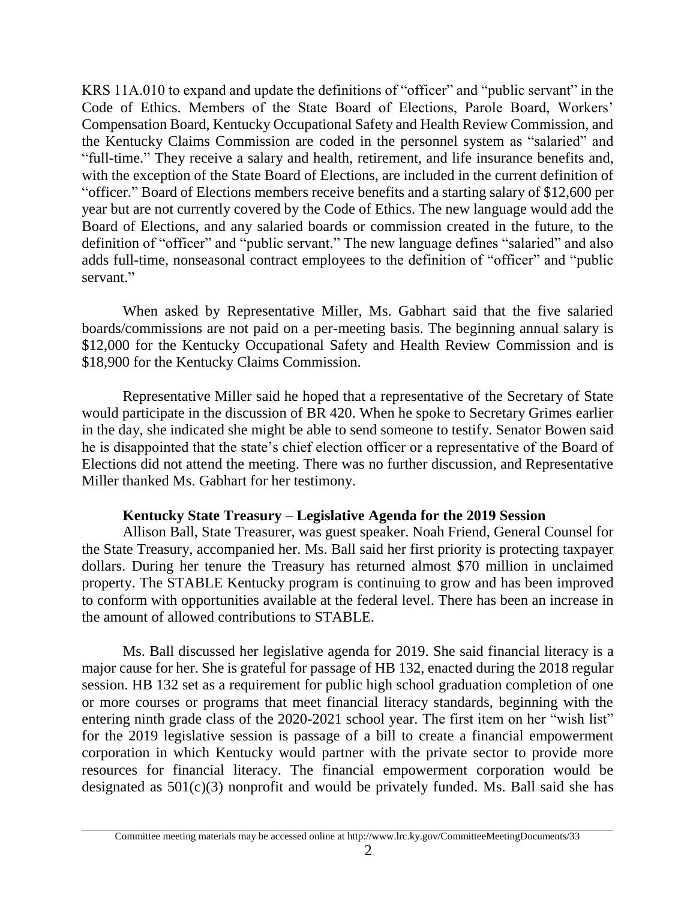KRS 11A.010 to expand and update the definitions of "officer" and "public servant" in the Code of Ethics. Members of the State Board of Elections, Parole Board, Workers' Compensation Board, Kentucky Occupational Safety and Health Review Commission, and the Kentucky Claims Commission are coded in the personnel system as "salaried" and "full-time." They receive a salary and health, retirement, and life insurance benefits and, with the exception of the State Board of Elections, are included in the current definition of "officer." Board of Elections members receive benefits and a starting salary of $12,600 per year but are not currently covered by the Code of Ethics. The new language would add the Board of Elections, and any salaried boards or commission created in the future, to the definition of "officer" and "public servant." The new language defines "salaried" and also adds full-time, nonseasonal contract employees to the definition of "officer" and "public servant."

When asked by Representative Miller, Ms. Gabhart said that the five salaried boards/commissions are not paid on a per-meeting basis. The beginning annual salary is $12,000 for the Kentucky Occupational Safety and Health Review Commission and is $18,900 for the Kentucky Claims Commission.

Representative Miller said he hoped that a representative of the Secretary of State would participate in the discussion of BR 420. When he spoke to Secretary Grimes earlier in the day, she indicated she might be able to send someone to testify. Senator Bowen said he is disappointed that the state's chief election officer or a representative of the Board of Elections did not attend the meeting. There was no further discussion, and Representative Miller thanked Ms. Gabhart for her testimony.

**Kentucky State Treasury – Legislative Agenda for the 2019 Session**

Allison Ball, State Treasurer, was guest speaker. Noah Friend, General Counsel for the State Treasury, accompanied her. Ms. Ball said her first priority is protecting taxpayer dollars. During her tenure the Treasury has returned almost $70 million in unclaimed property. The STABLE Kentucky program is continuing to grow and has been improved to conform with opportunities available at the federal level. There has been an increase in the amount of allowed contributions to STABLE.

Ms. Ball discussed her legislative agenda for 2019. She said financial literacy is a major cause for her. She is grateful for passage of HB 132, enacted during the 2018 regular session. HB 132 set as a requirement for public high school graduation completion of one or more courses or programs that meet financial literacy standards, beginning with the entering ninth grade class of the 2020-2021 school year. The first item on her "wish list" for the 2019 legislative session is passage of a bill to create a financial empowerment corporation in which Kentucky would partner with the private sector to provide more resources for financial literacy. The financial empowerment corporation would be designated as 501(c)(3) nonprofit and would be privately funded. Ms. Ball said she has

Committee meeting materials may be accessed online at http://www.lrc.ky.gov/CommitteeMeetingDocuments/33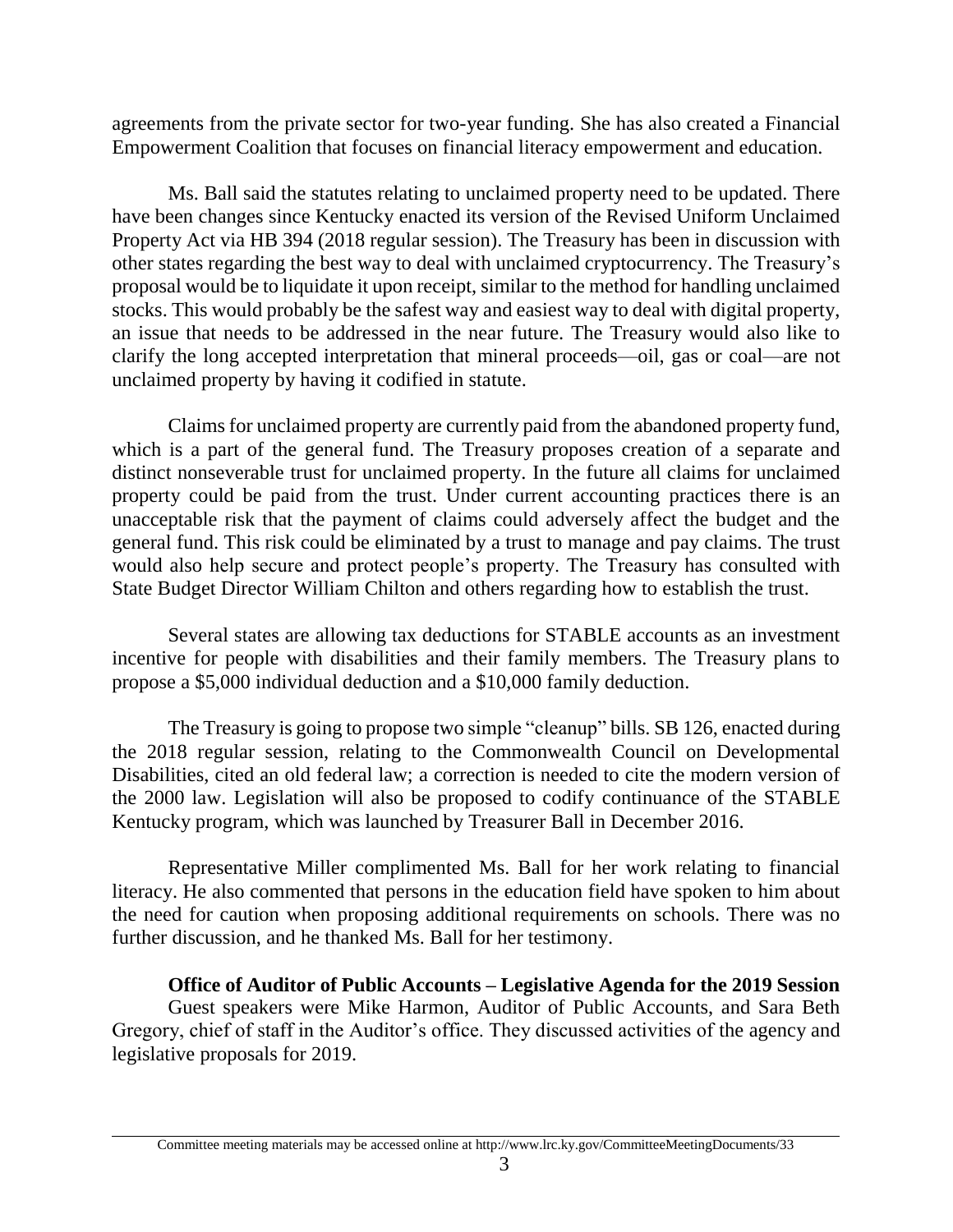agreements from the private sector for two-year funding. She has also created a Financial Empowerment Coalition that focuses on financial literacy empowerment and education.

Ms. Ball said the statutes relating to unclaimed property need to be updated. There have been changes since Kentucky enacted its version of the Revised Uniform Unclaimed Property Act via HB 394 (2018 regular session). The Treasury has been in discussion with other states regarding the best way to deal with unclaimed cryptocurrency. The Treasury's proposal would be to liquidate it upon receipt, similar to the method for handling unclaimed stocks. This would probably be the safest way and easiest way to deal with digital property, an issue that needs to be addressed in the near future. The Treasury would also like to clarify the long accepted interpretation that mineral proceeds—oil, gas or coal—are not unclaimed property by having it codified in statute.

Claims for unclaimed property are currently paid from the abandoned property fund, which is a part of the general fund. The Treasury proposes creation of a separate and distinct nonseverable trust for unclaimed property. In the future all claims for unclaimed property could be paid from the trust. Under current accounting practices there is an unacceptable risk that the payment of claims could adversely affect the budget and the general fund. This risk could be eliminated by a trust to manage and pay claims. The trust would also help secure and protect people's property. The Treasury has consulted with State Budget Director William Chilton and others regarding how to establish the trust.

Several states are allowing tax deductions for STABLE accounts as an investment incentive for people with disabilities and their family members. The Treasury plans to propose a \$5,000 individual deduction and a \$10,000 family deduction.

The Treasury is going to propose two simple "cleanup" bills. SB 126, enacted during the 2018 regular session, relating to the Commonwealth Council on Developmental Disabilities, cited an old federal law; a correction is needed to cite the modern version of the 2000 law. Legislation will also be proposed to codify continuance of the STABLE Kentucky program, which was launched by Treasurer Ball in December 2016.

Representative Miller complimented Ms. Ball for her work relating to financial literacy. He also commented that persons in the education field have spoken to him about the need for caution when proposing additional requirements on schools. There was no further discussion, and he thanked Ms. Ball for her testimony.

**Office of Auditor of Public Accounts – Legislative Agenda for the 2019 Session**

Guest speakers were Mike Harmon, Auditor of Public Accounts, and Sara Beth Gregory, chief of staff in the Auditor's office. They discussed activities of the agency and legislative proposals for 2019.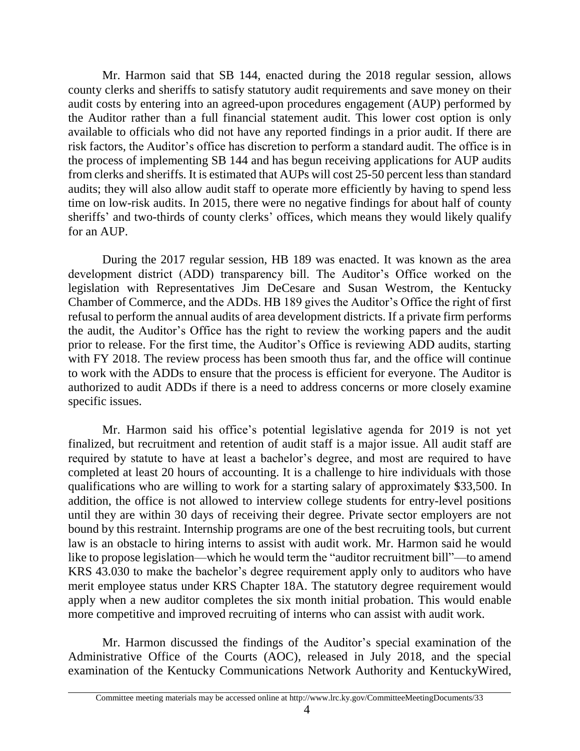Mr. Harmon said that SB 144, enacted during the 2018 regular session, allows county clerks and sheriffs to satisfy statutory audit requirements and save money on their audit costs by entering into an agreed-upon procedures engagement (AUP) performed by the Auditor rather than a full financial statement audit. This lower cost option is only available to officials who did not have any reported findings in a prior audit. If there are risk factors, the Auditor's office has discretion to perform a standard audit. The office is in the process of implementing SB 144 and has begun receiving applications for AUP audits from clerks and sheriffs. It is estimated that AUPs will cost 25-50 percent less than standard audits; they will also allow audit staff to operate more efficiently by having to spend less time on low-risk audits. In 2015, there were no negative findings for about half of county sheriffs' and two-thirds of county clerks' offices, which means they would likely qualify for an AUP.

During the 2017 regular session, HB 189 was enacted. It was known as the area development district (ADD) transparency bill. The Auditor's Office worked on the legislation with Representatives Jim DeCesare and Susan Westrom, the Kentucky Chamber of Commerce, and the ADDs. HB 189 gives the Auditor's Office the right of first refusal to perform the annual audits of area development districts. If a private firm performs the audit, the Auditor's Office has the right to review the working papers and the audit prior to release. For the first time, the Auditor's Office is reviewing ADD audits, starting with FY 2018. The review process has been smooth thus far, and the office will continue to work with the ADDs to ensure that the process is efficient for everyone. The Auditor is authorized to audit ADDs if there is a need to address concerns or more closely examine specific issues.

Mr. Harmon said his office's potential legislative agenda for 2019 is not yet finalized, but recruitment and retention of audit staff is a major issue. All audit staff are required by statute to have at least a bachelor's degree, and most are required to have completed at least 20 hours of accounting. It is a challenge to hire individuals with those qualifications who are willing to work for a starting salary of approximately $33,500. In addition, the office is not allowed to interview college students for entry-level positions until they are within 30 days of receiving their degree. Private sector employers are not bound by this restraint. Internship programs are one of the best recruiting tools, but current law is an obstacle to hiring interns to assist with audit work. Mr. Harmon said he would like to propose legislation—which he would term the "auditor recruitment bill"—to amend KRS 43.030 to make the bachelor's degree requirement apply only to auditors who have merit employee status under KRS Chapter 18A. The statutory degree requirement would apply when a new auditor completes the six month initial probation. This would enable more competitive and improved recruiting of interns who can assist with audit work.

Mr. Harmon discussed the findings of the Auditor's special examination of the Administrative Office of the Courts (AOC), released in July 2018, and the special examination of the Kentucky Communications Network Authority and KentuckyWired,

Committee meeting materials may be accessed online at http://www.lrc.ky.gov/CommitteeMeetingDocuments/33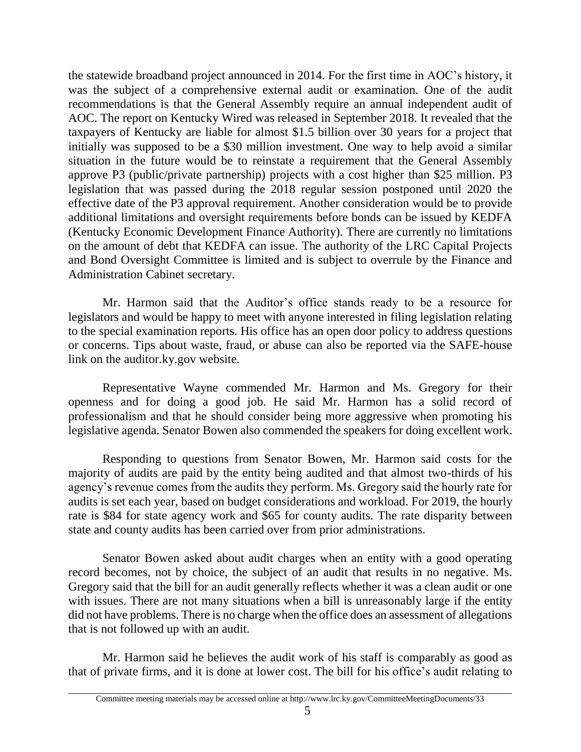the statewide broadband project announced in 2014. For the first time in AOC's history, it was the subject of a comprehensive external audit or examination. One of the audit recommendations is that the General Assembly require an annual independent audit of AOC. The report on Kentucky Wired was released in September 2018. It revealed that the taxpayers of Kentucky are liable for almost $1.5 billion over 30 years for a project that initially was supposed to be a $30 million investment. One way to help avoid a similar situation in the future would be to reinstate a requirement that the General Assembly approve P3 (public/private partnership) projects with a cost higher than $25 million. P3 legislation that was passed during the 2018 regular session postponed until 2020 the effective date of the P3 approval requirement. Another consideration would be to provide additional limitations and oversight requirements before bonds can be issued by KEDFA (Kentucky Economic Development Finance Authority). There are currently no limitations on the amount of debt that KEDFA can issue. The authority of the LRC Capital Projects and Bond Oversight Committee is limited and is subject to overrule by the Finance and Administration Cabinet secretary.

Mr. Harmon said that the Auditor's office stands ready to be a resource for legislators and would be happy to meet with anyone interested in filing legislation relating to the special examination reports. His office has an open door policy to address questions or concerns. Tips about waste, fraud, or abuse can also be reported via the SAFE-house link on the auditor.ky.gov website.

Representative Wayne commended Mr. Harmon and Ms. Gregory for their openness and for doing a good job. He said Mr. Harmon has a solid record of professionalism and that he should consider being more aggressive when promoting his legislative agenda. Senator Bowen also commended the speakers for doing excellent work.

Responding to questions from Senator Bowen, Mr. Harmon said costs for the majority of audits are paid by the entity being audited and that almost two-thirds of his agency's revenue comes from the audits they perform. Ms. Gregory said the hourly rate for audits is set each year, based on budget considerations and workload. For 2019, the hourly rate is $84 for state agency work and $65 for county audits. The rate disparity between state and county audits has been carried over from prior administrations.

Senator Bowen asked about audit charges when an entity with a good operating record becomes, not by choice, the subject of an audit that results in no negative. Ms. Gregory said that the bill for an audit generally reflects whether it was a clean audit or one with issues. There are not many situations when a bill is unreasonably large if the entity did not have problems. There is no charge when the office does an assessment of allegations that is not followed up with an audit.

Mr. Harmon said he believes the audit work of his staff is comparably as good as that of private firms, and it is done at lower cost. The bill for his office's audit relating to

Committee meeting materials may be accessed online at http://www.lrc.ky.gov/CommitteeMeetingDocuments/33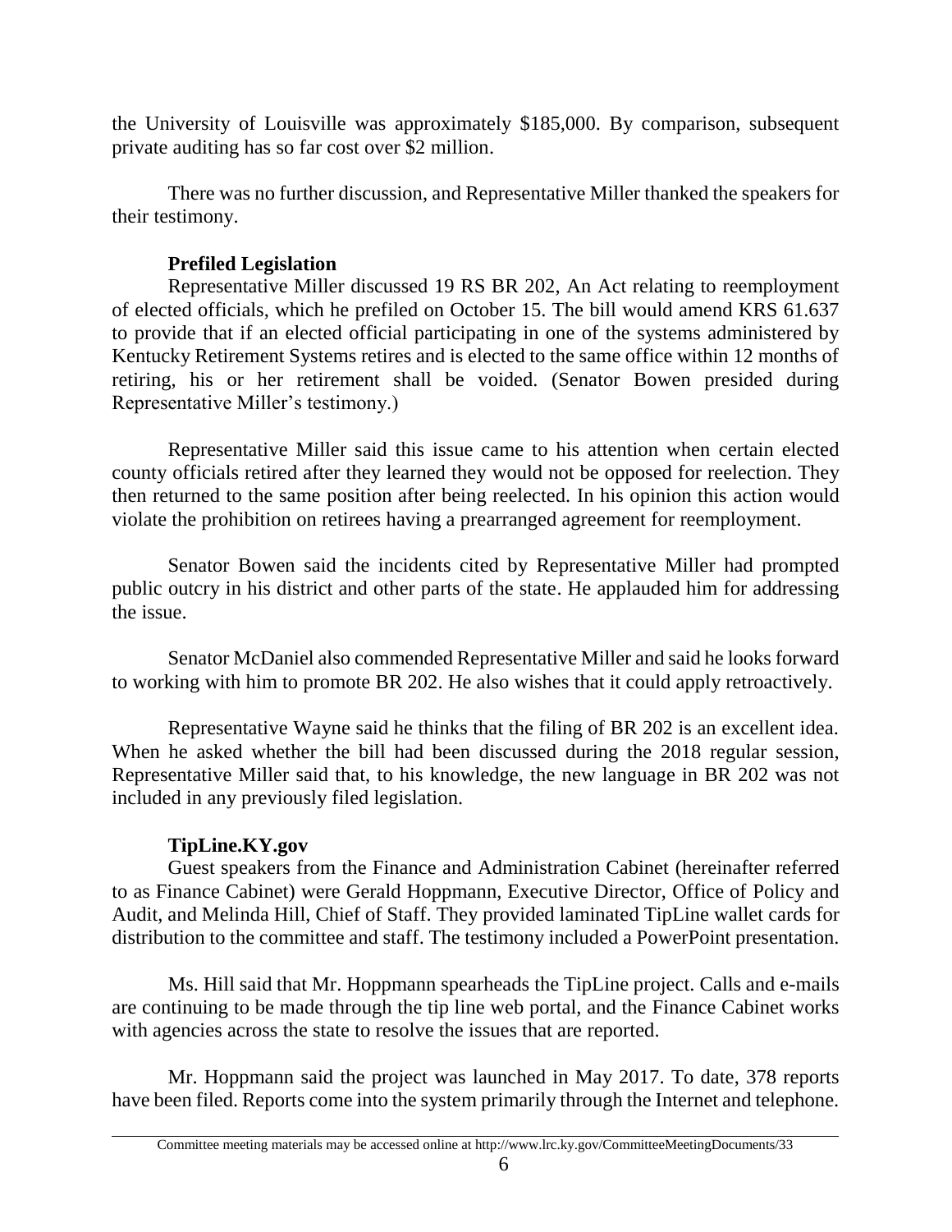the University of Louisville was approximately $185,000. By comparison, subsequent private auditing has so far cost over $2 million.

There was no further discussion, and Representative Miller thanked the speakers for their testimony.

**Prefiled Legislation**

Representative Miller discussed 19 RS BR 202, An Act relating to reemployment of elected officials, which he prefiled on October 15. The bill would amend KRS 61.637 to provide that if an elected official participating in one of the systems administered by Kentucky Retirement Systems retires and is elected to the same office within 12 months of retiring, his or her retirement shall be voided. (Senator Bowen presided during Representative Miller's testimony.)

Representative Miller said this issue came to his attention when certain elected county officials retired after they learned they would not be opposed for reelection. They then returned to the same position after being reelected. In his opinion this action would violate the prohibition on retirees having a prearranged agreement for reemployment.

Senator Bowen said the incidents cited by Representative Miller had prompted public outcry in his district and other parts of the state. He applauded him for addressing the issue.

Senator McDaniel also commended Representative Miller and said he looks forward to working with him to promote BR 202. He also wishes that it could apply retroactively.

Representative Wayne said he thinks that the filing of BR 202 is an excellent idea. When he asked whether the bill had been discussed during the 2018 regular session, Representative Miller said that, to his knowledge, the new language in BR 202 was not included in any previously filed legislation.

**TipLine.KY.gov**

Guest speakers from the Finance and Administration Cabinet (hereinafter referred to as Finance Cabinet) were Gerald Hoppmann, Executive Director, Office of Policy and Audit, and Melinda Hill, Chief of Staff. They provided laminated TipLine wallet cards for distribution to the committee and staff. The testimony included a PowerPoint presentation.

Ms. Hill said that Mr. Hoppmann spearheads the TipLine project. Calls and e-mails are continuing to be made through the tip line web portal, and the Finance Cabinet works with agencies across the state to resolve the issues that are reported.

Mr. Hoppmann said the project was launched in May 2017. To date, 378 reports have been filed. Reports come into the system primarily through the Internet and telephone.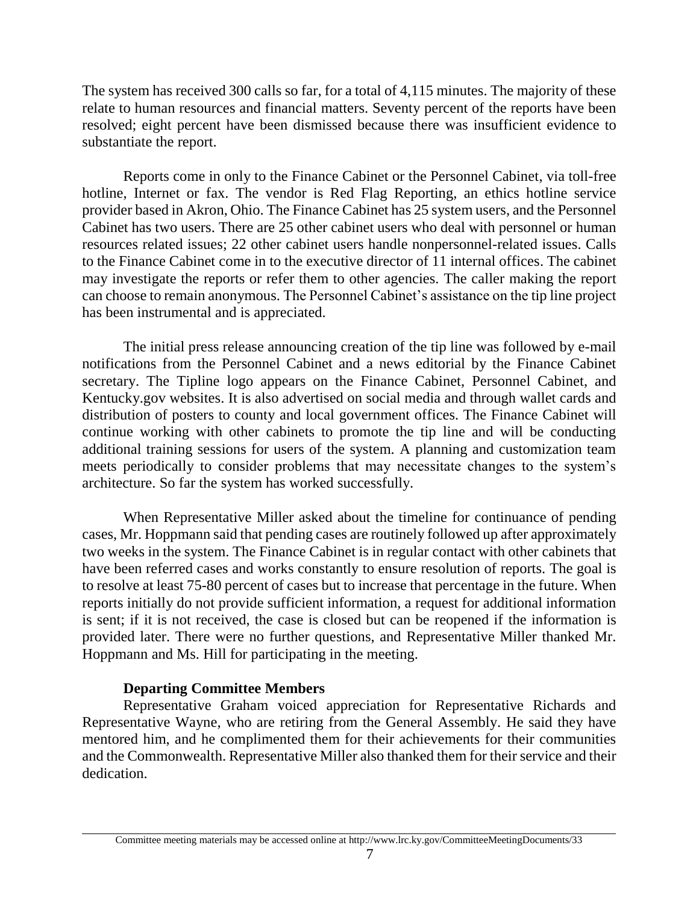The system has received 300 calls so far, for a total of 4,115 minutes. The majority of these relate to human resources and financial matters. Seventy percent of the reports have been resolved; eight percent have been dismissed because there was insufficient evidence to substantiate the report.

Reports come in only to the Finance Cabinet or the Personnel Cabinet, via toll-free hotline, Internet or fax. The vendor is Red Flag Reporting, an ethics hotline service provider based in Akron, Ohio. The Finance Cabinet has 25 system users, and the Personnel Cabinet has two users. There are 25 other cabinet users who deal with personnel or human resources related issues; 22 other cabinet users handle nonpersonnel-related issues. Calls to the Finance Cabinet come in to the executive director of 11 internal offices. The cabinet may investigate the reports or refer them to other agencies. The caller making the report can choose to remain anonymous. The Personnel Cabinet's assistance on the tip line project has been instrumental and is appreciated.

The initial press release announcing creation of the tip line was followed by e-mail notifications from the Personnel Cabinet and a news editorial by the Finance Cabinet secretary. The Tipline logo appears on the Finance Cabinet, Personnel Cabinet, and Kentucky.gov websites. It is also advertised on social media and through wallet cards and distribution of posters to county and local government offices. The Finance Cabinet will continue working with other cabinets to promote the tip line and will be conducting additional training sessions for users of the system. A planning and customization team meets periodically to consider problems that may necessitate changes to the system's architecture. So far the system has worked successfully.

When Representative Miller asked about the timeline for continuance of pending cases, Mr. Hoppmann said that pending cases are routinely followed up after approximately two weeks in the system. The Finance Cabinet is in regular contact with other cabinets that have been referred cases and works constantly to ensure resolution of reports. The goal is to resolve at least 75-80 percent of cases but to increase that percentage in the future. When reports initially do not provide sufficient information, a request for additional information is sent; if it is not received, the case is closed but can be reopened if the information is provided later. There were no further questions, and Representative Miller thanked Mr. Hoppmann and Ms. Hill for participating in the meeting.

**Departing Committee Members**

Representative Graham voiced appreciation for Representative Richards and Representative Wayne, who are retiring from the General Assembly. He said they have mentored him, and he complimented them for their achievements for their communities and the Commonwealth. Representative Miller also thanked them for their service and their dedication.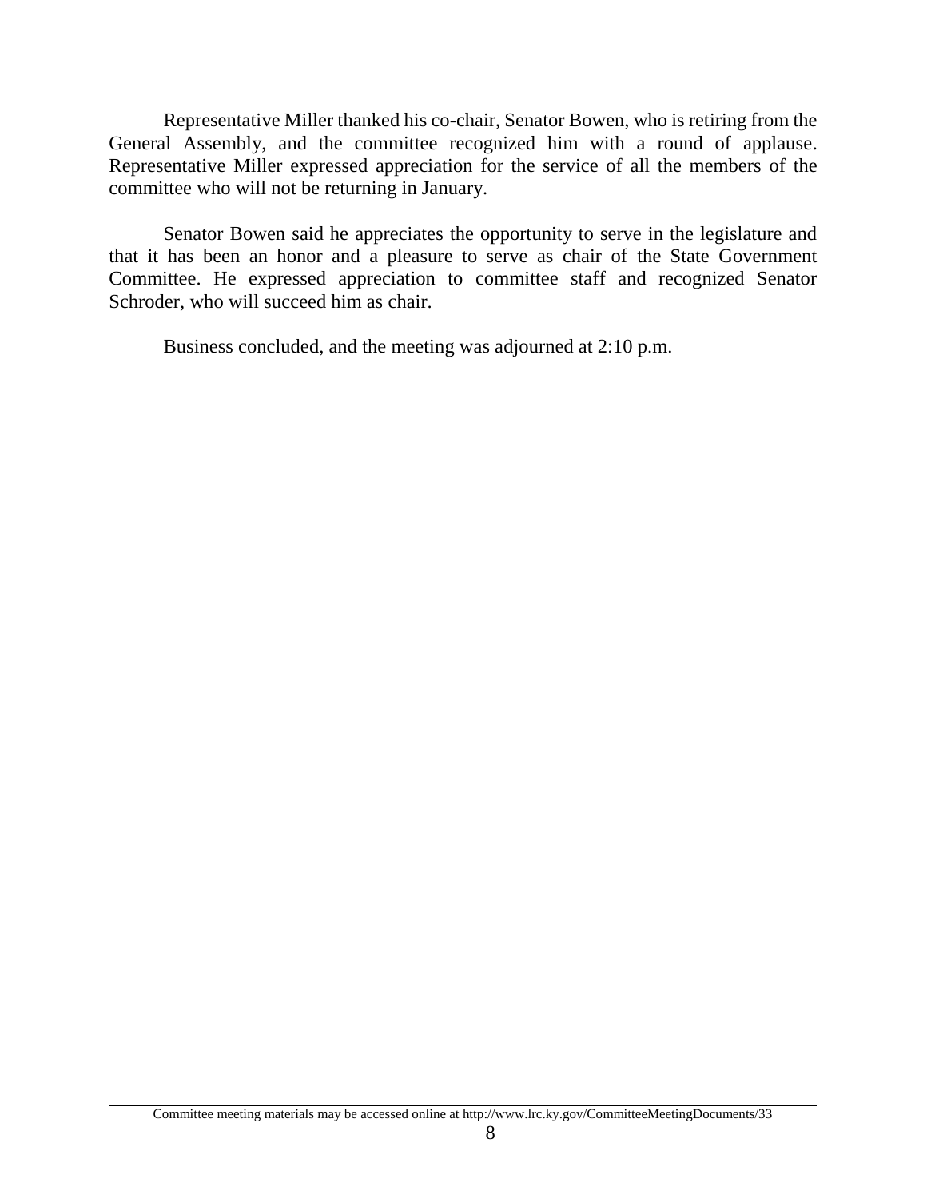Representative Miller thanked his co-chair, Senator Bowen, who is retiring from the General Assembly, and the committee recognized him with a round of applause. Representative Miller expressed appreciation for the service of all the members of the committee who will not be returning in January.

Senator Bowen said he appreciates the opportunity to serve in the legislature and that it has been an honor and a pleasure to serve as chair of the State Government Committee. He expressed appreciation to committee staff and recognized Senator Schroder, who will succeed him as chair.

Business concluded, and the meeting was adjourned at 2:10 p.m.

Committee meeting materials may be accessed online at http://www.lrc.ky.gov/CommitteeMeetingDocuments/33